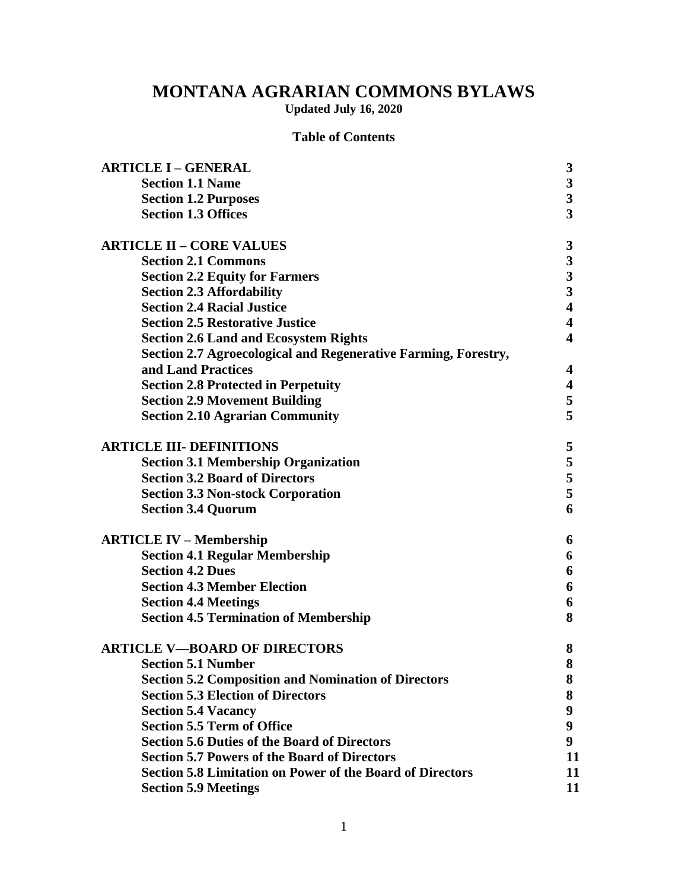# MONTANA AGRARIAN COMMONS BYLAWS

**Updated July 16, 2020**

## Table of Contents

| | |
|---|---|
| **ARTICLE I – GENERAL** | **3** |
| **Section 1.1 Name** | **3** |
| **Section 1.2 Purposes** | **3** |
| **Section 1.3 Offices** | **3** |
| **ARTICLE II – CORE VALUES** | **3** |
| **Section 2.1 Commons** | **3** |
| **Section 2.2 Equity for Farmers** | **3** |
| **Section 2.3 Affordability** | **3** |
| **Section 2.4 Racial Justice** | **4** |
| **Section 2.5 Restorative Justice** | **4** |
| **Section 2.6 Land and Ecosystem Rights** | **4** |
| **Section 2.7 Agroecological and Regenerative Farming, Forestry, and Land Practices** | **4** |
| **Section 2.8 Protected in Perpetuity** | **4** |
| **Section 2.9 Movement Building** | **5** |
| **Section 2.10 Agrarian Community** | **5** |
| **ARTICLE III- DEFINITIONS** | **5** |
| **Section 3.1 Membership Organization** | **5** |
| **Section 3.2 Board of Directors** | **5** |
| **Section 3.3 Non-stock Corporation** | **5** |
| **Section 3.4 Quorum** | **6** |
| **ARTICLE IV – Membership** | **6** |
| **Section 4.1 Regular Membership** | **6** |
| **Section 4.2 Dues** | **6** |
| **Section 4.3 Member Election** | **6** |
| **Section 4.4 Meetings** | **6** |
| **Section 4.5 Termination of Membership** | **8** |
| **ARTICLE V—BOARD OF DIRECTORS** | **8** |
| **Section 5.1 Number** | **8** |
| **Section 5.2 Composition and Nomination of Directors** | **8** |
| **Section 5.3 Election of Directors** | **8** |
| **Section 5.4 Vacancy** | **9** |
| **Section 5.5 Term of Office** | **9** |
| **Section 5.6 Duties of the Board of Directors** | **9** |
| **Section 5.7 Powers of the Board of Directors** | **11** |
| **Section 5.8 Limitation on Power of the Board of Directors** | **11** |
| **Section 5.9 Meetings** | **11** |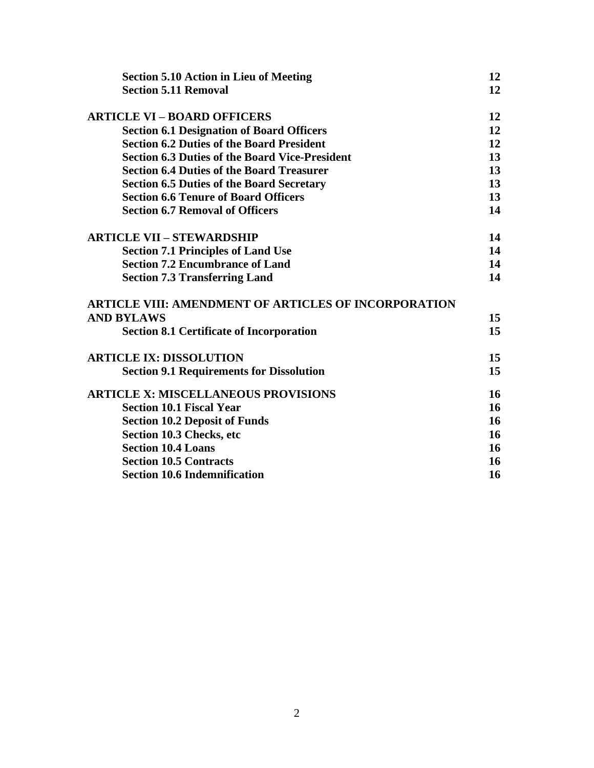| | |
|---|---|
| **Section 5.10 Action in Lieu of Meeting** | **12** |
| **Section 5.11 Removal** | **12** |
| **ARTICLE VI – BOARD OFFICERS** | **12** |
| **Section 6.1 Designation of Board Officers** | **12** |
| **Section 6.2 Duties of the Board President** | **12** |
| **Section 6.3 Duties of the Board Vice-President** | **13** |
| **Section 6.4 Duties of the Board Treasurer** | **13** |
| **Section 6.5 Duties of the Board Secretary** | **13** |
| **Section 6.6 Tenure of Board Officers** | **13** |
| **Section 6.7 Removal of Officers** | **14** |
| **ARTICLE VII – STEWARDSHIP** | **14** |
| **Section 7.1 Principles of Land Use** | **14** |
| **Section 7.2 Encumbrance of Land** | **14** |
| **Section 7.3 Transferring Land** | **14** |
| **ARTICLE VIII: AMENDMENT OF ARTICLES OF INCORPORATION AND BYLAWS** | **15** |
| **Section 8.1 Certificate of Incorporation** | **15** |
| **ARTICLE IX: DISSOLUTION** | **15** |
| **Section 9.1 Requirements for Dissolution** | **15** |
| **ARTICLE X: MISCELLANEOUS PROVISIONS** | **16** |
| **Section 10.1 Fiscal Year** | **16** |
| **Section 10.2 Deposit of Funds** | **16** |
| **Section 10.3 Checks, etc** | **16** |
| **Section 10.4 Loans** | **16** |
| **Section 10.5 Contracts** | **16** |
| **Section 10.6 Indemnification** | **16** |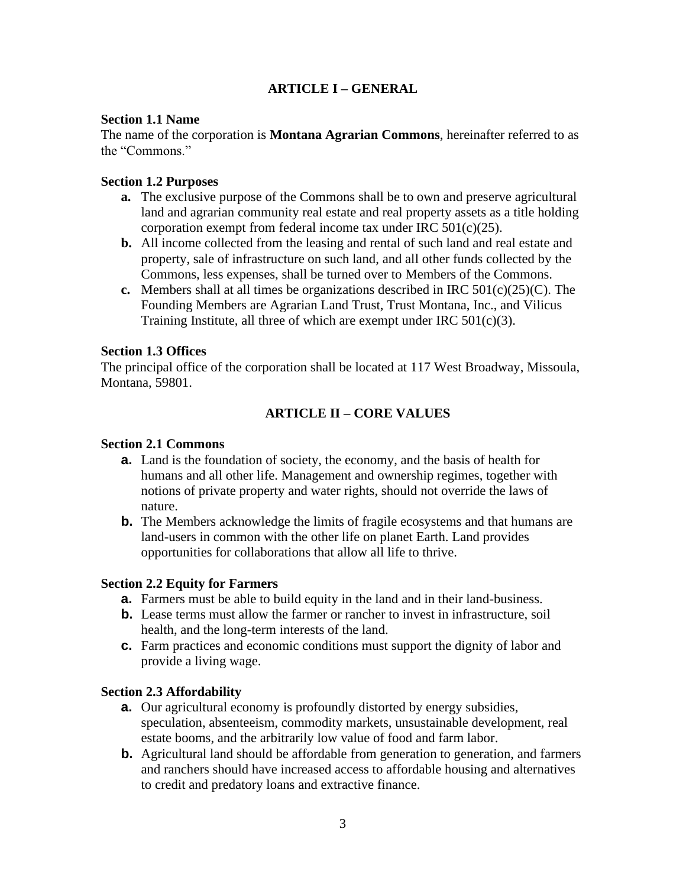## ARTICLE I – GENERAL

**Section 1.1 Name**

The name of the corporation is **Montana Agrarian Commons**, hereinafter referred to as the "Commons."

**Section 1.2 Purposes**

- **a.** The exclusive purpose of the Commons shall be to own and preserve agricultural land and agrarian community real estate and real property assets as a title holding corporation exempt from federal income tax under IRC 501(c)(25).
- **b.** All income collected from the leasing and rental of such land and real estate and property, sale of infrastructure on such land, and all other funds collected by the Commons, less expenses, shall be turned over to Members of the Commons.
- **c.** Members shall at all times be organizations described in IRC 501(c)(25)(C). The Founding Members are Agrarian Land Trust, Trust Montana, Inc., and Vilicus Training Institute, all three of which are exempt under IRC 501(c)(3).

**Section 1.3 Offices**

The principal office of the corporation shall be located at 117 West Broadway, Missoula, Montana, 59801.

## ARTICLE II – CORE VALUES

**Section 2.1 Commons**

- **a.** Land is the foundation of society, the economy, and the basis of health for humans and all other life. Management and ownership regimes, together with notions of private property and water rights, should not override the laws of nature.
- **b.** The Members acknowledge the limits of fragile ecosystems and that humans are land-users in common with the other life on planet Earth. Land provides opportunities for collaborations that allow all life to thrive.

**Section 2.2 Equity for Farmers**

- **a.** Farmers must be able to build equity in the land and in their land-business.
- **b.** Lease terms must allow the farmer or rancher to invest in infrastructure, soil health, and the long-term interests of the land.
- **c.** Farm practices and economic conditions must support the dignity of labor and provide a living wage.

**Section 2.3 Affordability**

- **a.** Our agricultural economy is profoundly distorted by energy subsidies, speculation, absenteeism, commodity markets, unsustainable development, real estate booms, and the arbitrarily low value of food and farm labor.
- **b.** Agricultural land should be affordable from generation to generation, and farmers and ranchers should have increased access to affordable housing and alternatives to credit and predatory loans and extractive finance.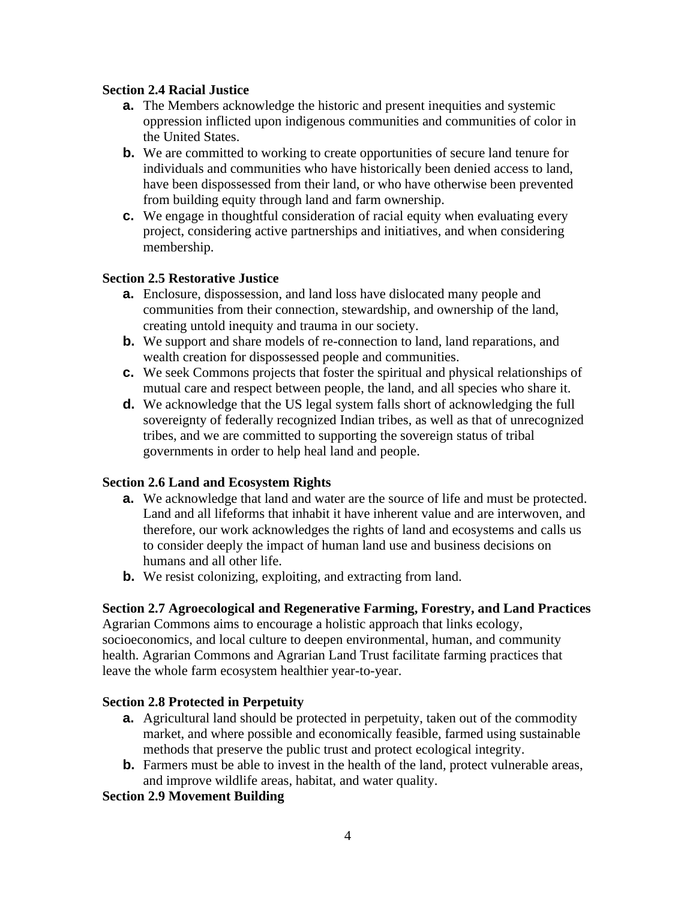**Section 2.4 Racial Justice**

- **a.** The Members acknowledge the historic and present inequities and systemic oppression inflicted upon indigenous communities and communities of color in the United States.
- **b.** We are committed to working to create opportunities of secure land tenure for individuals and communities who have historically been denied access to land, have been dispossessed from their land, or who have otherwise been prevented from building equity through land and farm ownership.
- **c.** We engage in thoughtful consideration of racial equity when evaluating every project, considering active partnerships and initiatives, and when considering membership.

**Section 2.5 Restorative Justice**

- **a.** Enclosure, dispossession, and land loss have dislocated many people and communities from their connection, stewardship, and ownership of the land, creating untold inequity and trauma in our society.
- **b.** We support and share models of re-connection to land, land reparations, and wealth creation for dispossessed people and communities.
- **c.** We seek Commons projects that foster the spiritual and physical relationships of mutual care and respect between people, the land, and all species who share it.
- **d.** We acknowledge that the US legal system falls short of acknowledging the full sovereignty of federally recognized Indian tribes, as well as that of unrecognized tribes, and we are committed to supporting the sovereign status of tribal governments in order to help heal land and people.

**Section 2.6 Land and Ecosystem Rights**

- **a.** We acknowledge that land and water are the source of life and must be protected. Land and all lifeforms that inhabit it have inherent value and are interwoven, and therefore, our work acknowledges the rights of land and ecosystems and calls us to consider deeply the impact of human land use and business decisions on humans and all other life.
- **b.** We resist colonizing, exploiting, and extracting from land.

**Section 2.7 Agroecological and Regenerative Farming, Forestry, and Land Practices**

Agrarian Commons aims to encourage a holistic approach that links ecology, socioeconomics, and local culture to deepen environmental, human, and community health. Agrarian Commons and Agrarian Land Trust facilitate farming practices that leave the whole farm ecosystem healthier year-to-year.

**Section 2.8 Protected in Perpetuity**

- **a.** Agricultural land should be protected in perpetuity, taken out of the commodity market, and where possible and economically feasible, farmed using sustainable methods that preserve the public trust and protect ecological integrity.
- **b.** Farmers must be able to invest in the health of the land, protect vulnerable areas, and improve wildlife areas, habitat, and water quality.

**Section 2.9 Movement Building**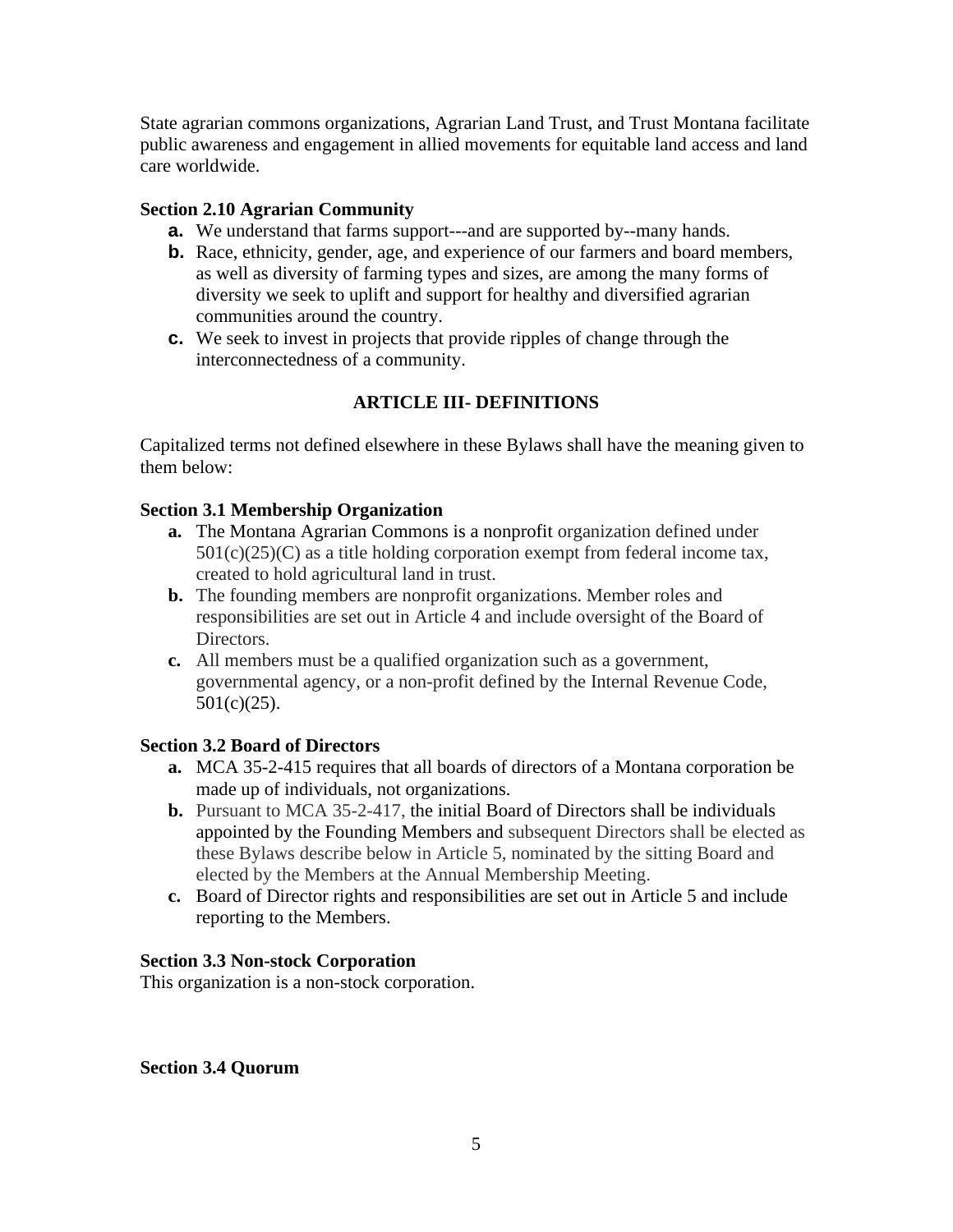State agrarian commons organizations, Agrarian Land Trust, and Trust Montana facilitate public awareness and engagement in allied movements for equitable land access and land care worldwide.

**Section 2.10 Agrarian Community**

- **a.** We understand that farms support---and are supported by--many hands.
- **b.** Race, ethnicity, gender, age, and experience of our farmers and board members, as well as diversity of farming types and sizes, are among the many forms of diversity we seek to uplift and support for healthy and diversified agrarian communities around the country.
- **c.** We seek to invest in projects that provide ripples of change through the interconnectedness of a community.

## ARTICLE III- DEFINITIONS

Capitalized terms not defined elsewhere in these Bylaws shall have the meaning given to them below:

**Section 3.1 Membership Organization**

- **a.** The Montana Agrarian Commons is a nonprofit organization defined under 501(c)(25)(C) as a title holding corporation exempt from federal income tax, created to hold agricultural land in trust.
- **b.** The founding members are nonprofit organizations. Member roles and responsibilities are set out in Article 4 and include oversight of the Board of Directors.
- **c.** All members must be a qualified organization such as a government, governmental agency, or a non-profit defined by the Internal Revenue Code, 501(c)(25).

**Section 3.2 Board of Directors**

- **a.** MCA 35-2-415 requires that all boards of directors of a Montana corporation be made up of individuals, not organizations.
- **b.** Pursuant to MCA 35-2-417, the initial Board of Directors shall be individuals appointed by the Founding Members and subsequent Directors shall be elected as these Bylaws describe below in Article 5, nominated by the sitting Board and elected by the Members at the Annual Membership Meeting.
- **c.** Board of Director rights and responsibilities are set out in Article 5 and include reporting to the Members.

**Section 3.3 Non-stock Corporation**

This organization is a non-stock corporation.

**Section 3.4 Quorum**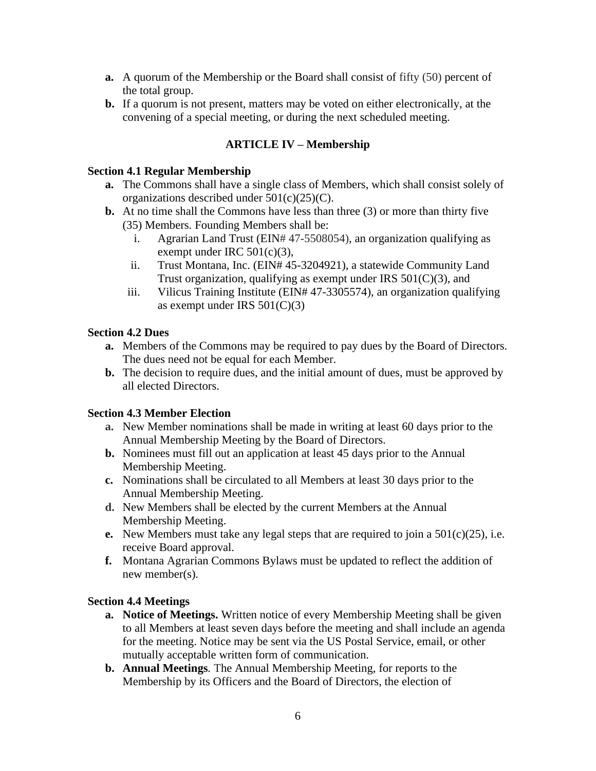**a.** A quorum of the Membership or the Board shall consist of fifty (50) percent of the total group.

**b.** If a quorum is not present, matters may be voted on either electronically, at the convening of a special meeting, or during the next scheduled meeting.

## ARTICLE IV – Membership

### Section 4.1 Regular Membership

**a.** The Commons shall have a single class of Members, which shall consist solely of organizations described under 501(c)(25)(C).

**b.** At no time shall the Commons have less than three (3) or more than thirty five (35) Members. Founding Members shall be:

   i. Agrarian Land Trust (EIN# 47-5508054), an organization qualifying as exempt under IRC 501(c)(3),

   ii. Trust Montana, Inc. (EIN# 45-3204921), a statewide Community Land Trust organization, qualifying as exempt under IRS 501(C)(3), and

   iii. Vilicus Training Institute (EIN# 47-3305574), an organization qualifying as exempt under IRS 501(C)(3)

### Section 4.2 Dues

**a.** Members of the Commons may be required to pay dues by the Board of Directors. The dues need not be equal for each Member.

**b.** The decision to require dues, and the initial amount of dues, must be approved by all elected Directors.

### Section 4.3 Member Election

**a.** New Member nominations shall be made in writing at least 60 days prior to the Annual Membership Meeting by the Board of Directors.

**b.** Nominees must fill out an application at least 45 days prior to the Annual Membership Meeting.

**c.** Nominations shall be circulated to all Members at least 30 days prior to the Annual Membership Meeting.

**d.** New Members shall be elected by the current Members at the Annual Membership Meeting.

**e.** New Members must take any legal steps that are required to join a 501(c)(25), i.e. receive Board approval.

**f.** Montana Agrarian Commons Bylaws must be updated to reflect the addition of new member(s).

### Section 4.4 Meetings

**a. Notice of Meetings.** Written notice of every Membership Meeting shall be given to all Members at least seven days before the meeting and shall include an agenda for the meeting. Notice may be sent via the US Postal Service, email, or other mutually acceptable written form of communication.

**b. Annual Meetings**. The Annual Membership Meeting, for reports to the Membership by its Officers and the Board of Directors, the election of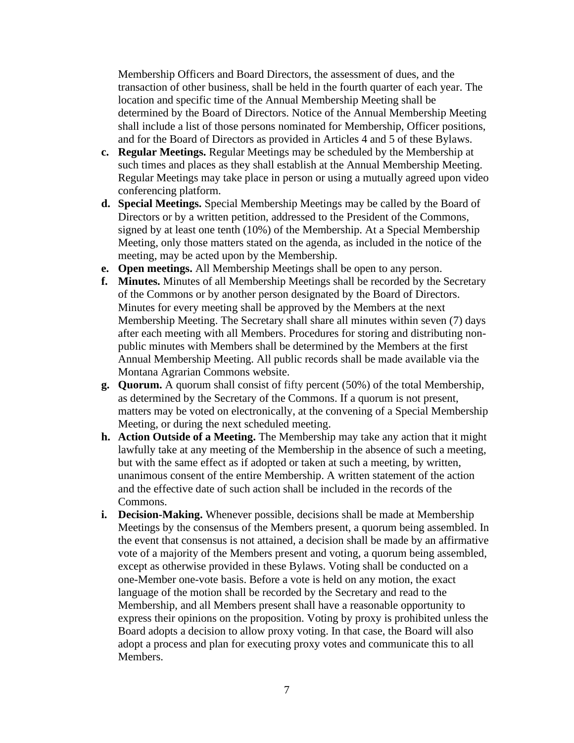Membership Officers and Board Directors, the assessment of dues, and the transaction of other business, shall be held in the fourth quarter of each year. The location and specific time of the Annual Membership Meeting shall be determined by the Board of Directors. Notice of the Annual Membership Meeting shall include a list of those persons nominated for Membership, Officer positions, and for the Board of Directors as provided in Articles 4 and 5 of these Bylaws.

**c. Regular Meetings.** Regular Meetings may be scheduled by the Membership at such times and places as they shall establish at the Annual Membership Meeting. Regular Meetings may take place in person or using a mutually agreed upon video conferencing platform.

**d. Special Meetings.** Special Membership Meetings may be called by the Board of Directors or by a written petition, addressed to the President of the Commons, signed by at least one tenth (10%) of the Membership. At a Special Membership Meeting, only those matters stated on the agenda, as included in the notice of the meeting, may be acted upon by the Membership.

**e. Open meetings.** All Membership Meetings shall be open to any person.

**f. Minutes.** Minutes of all Membership Meetings shall be recorded by the Secretary of the Commons or by another person designated by the Board of Directors. Minutes for every meeting shall be approved by the Members at the next Membership Meeting. The Secretary shall share all minutes within seven (7) days after each meeting with all Members. Procedures for storing and distributing non-public minutes with Members shall be determined by the Members at the first Annual Membership Meeting. All public records shall be made available via the Montana Agrarian Commons website.

**g. Quorum.** A quorum shall consist of fifty percent (50%) of the total Membership, as determined by the Secretary of the Commons. If a quorum is not present, matters may be voted on electronically, at the convening of a Special Membership Meeting, or during the next scheduled meeting.

**h. Action Outside of a Meeting.** The Membership may take any action that it might lawfully take at any meeting of the Membership in the absence of such a meeting, but with the same effect as if adopted or taken at such a meeting, by written, unanimous consent of the entire Membership. A written statement of the action and the effective date of such action shall be included in the records of the Commons.

**i. Decision-Making.** Whenever possible, decisions shall be made at Membership Meetings by the consensus of the Members present, a quorum being assembled. In the event that consensus is not attained, a decision shall be made by an affirmative vote of a majority of the Members present and voting, a quorum being assembled, except as otherwise provided in these Bylaws. Voting shall be conducted on a one-Member one-vote basis. Before a vote is held on any motion, the exact language of the motion shall be recorded by the Secretary and read to the Membership, and all Members present shall have a reasonable opportunity to express their opinions on the proposition. Voting by proxy is prohibited unless the Board adopts a decision to allow proxy voting. In that case, the Board will also adopt a process and plan for executing proxy votes and communicate this to all Members.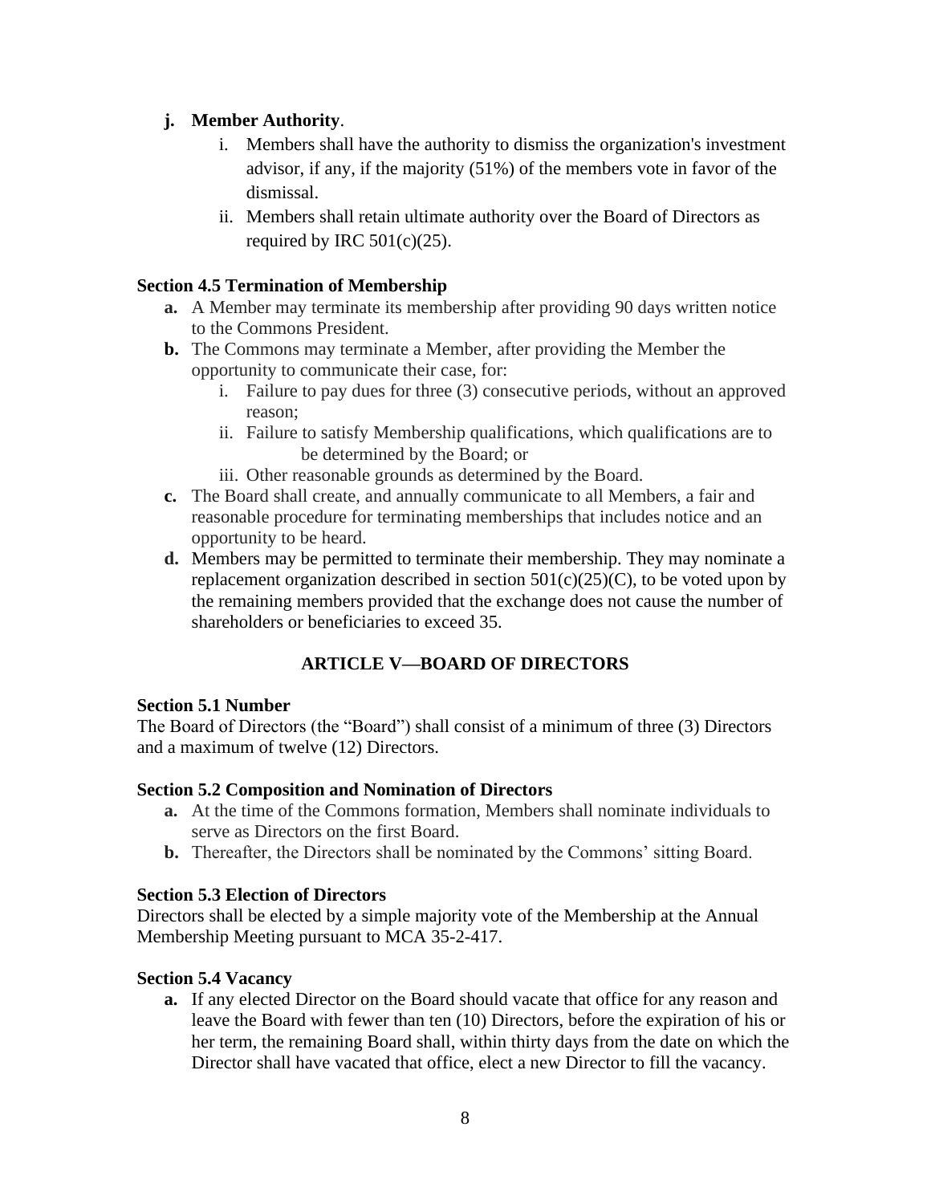**j. Member Authority**.

  i. Members shall have the authority to dismiss the organization's investment advisor, if any, if the majority (51%) of the members vote in favor of the dismissal.

  ii. Members shall retain ultimate authority over the Board of Directors as required by IRC 501(c)(25).

**Section 4.5 Termination of Membership**

**a.** A Member may terminate its membership after providing 90 days written notice to the Commons President.

**b.** The Commons may terminate a Member, after providing the Member the opportunity to communicate their case, for:

  i. Failure to pay dues for three (3) consecutive periods, without an approved reason;

  ii. Failure to satisfy Membership qualifications, which qualifications are to be determined by the Board; or

  iii. Other reasonable grounds as determined by the Board.

**c.** The Board shall create, and annually communicate to all Members, a fair and reasonable procedure for terminating memberships that includes notice and an opportunity to be heard.

**d.** Members may be permitted to terminate their membership. They may nominate a replacement organization described in section 501(c)(25)(C), to be voted upon by the remaining members provided that the exchange does not cause the number of shareholders or beneficiaries to exceed 35.

## ARTICLE V—BOARD OF DIRECTORS

**Section 5.1 Number**

The Board of Directors (the "Board") shall consist of a minimum of three (3) Directors and a maximum of twelve (12) Directors.

**Section 5.2 Composition and Nomination of Directors**

**a.** At the time of the Commons formation, Members shall nominate individuals to serve as Directors on the first Board.

**b.** Thereafter, the Directors shall be nominated by the Commons' sitting Board.

**Section 5.3 Election of Directors**

Directors shall be elected by a simple majority vote of the Membership at the Annual Membership Meeting pursuant to MCA 35-2-417.

**Section 5.4 Vacancy**

**a.** If any elected Director on the Board should vacate that office for any reason and leave the Board with fewer than ten (10) Directors, before the expiration of his or her term, the remaining Board shall, within thirty days from the date on which the Director shall have vacated that office, elect a new Director to fill the vacancy.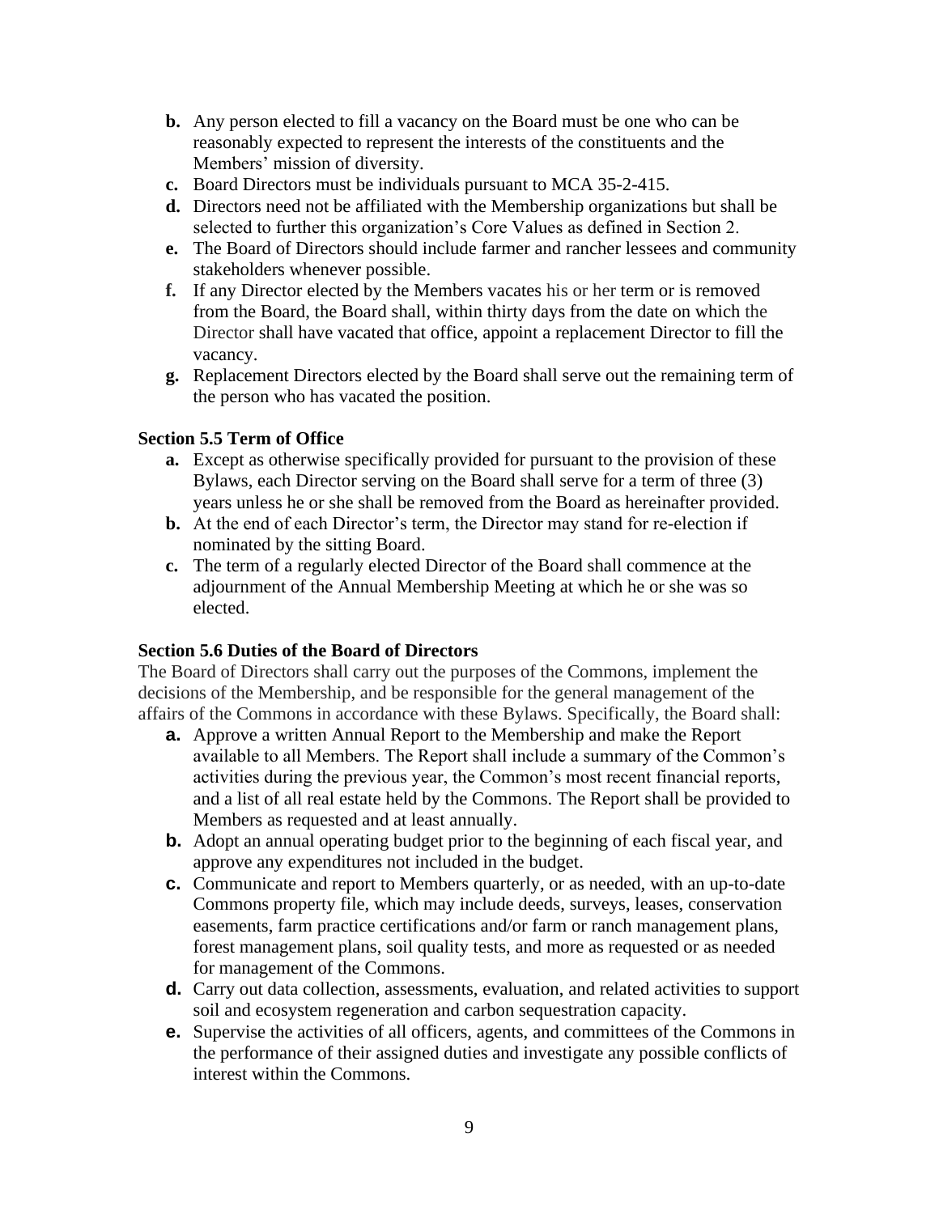- **b.** Any person elected to fill a vacancy on the Board must be one who can be reasonably expected to represent the interests of the constituents and the Members' mission of diversity.
- **c.** Board Directors must be individuals pursuant to MCA 35-2-415.
- **d.** Directors need not be affiliated with the Membership organizations but shall be selected to further this organization's Core Values as defined in Section 2.
- **e.** The Board of Directors should include farmer and rancher lessees and community stakeholders whenever possible.
- **f.** If any Director elected by the Members vacates his or her term or is removed from the Board, the Board shall, within thirty days from the date on which the Director shall have vacated that office, appoint a replacement Director to fill the vacancy.
- **g.** Replacement Directors elected by the Board shall serve out the remaining term of the person who has vacated the position.

**Section 5.5 Term of Office**

- **a.** Except as otherwise specifically provided for pursuant to the provision of these Bylaws, each Director serving on the Board shall serve for a term of three (3) years unless he or she shall be removed from the Board as hereinafter provided.
- **b.** At the end of each Director's term, the Director may stand for re-election if nominated by the sitting Board.
- **c.** The term of a regularly elected Director of the Board shall commence at the adjournment of the Annual Membership Meeting at which he or she was so elected.

**Section 5.6 Duties of the Board of Directors**

The Board of Directors shall carry out the purposes of the Commons, implement the decisions of the Membership, and be responsible for the general management of the affairs of the Commons in accordance with these Bylaws. Specifically, the Board shall:

- **a.** Approve a written Annual Report to the Membership and make the Report available to all Members. The Report shall include a summary of the Common's activities during the previous year, the Common's most recent financial reports, and a list of all real estate held by the Commons. The Report shall be provided to Members as requested and at least annually.
- **b.** Adopt an annual operating budget prior to the beginning of each fiscal year, and approve any expenditures not included in the budget.
- **c.** Communicate and report to Members quarterly, or as needed, with an up-to-date Commons property file, which may include deeds, surveys, leases, conservation easements, farm practice certifications and/or farm or ranch management plans, forest management plans, soil quality tests, and more as requested or as needed for management of the Commons.
- **d.** Carry out data collection, assessments, evaluation, and related activities to support soil and ecosystem regeneration and carbon sequestration capacity.
- **e.** Supervise the activities of all officers, agents, and committees of the Commons in the performance of their assigned duties and investigate any possible conflicts of interest within the Commons.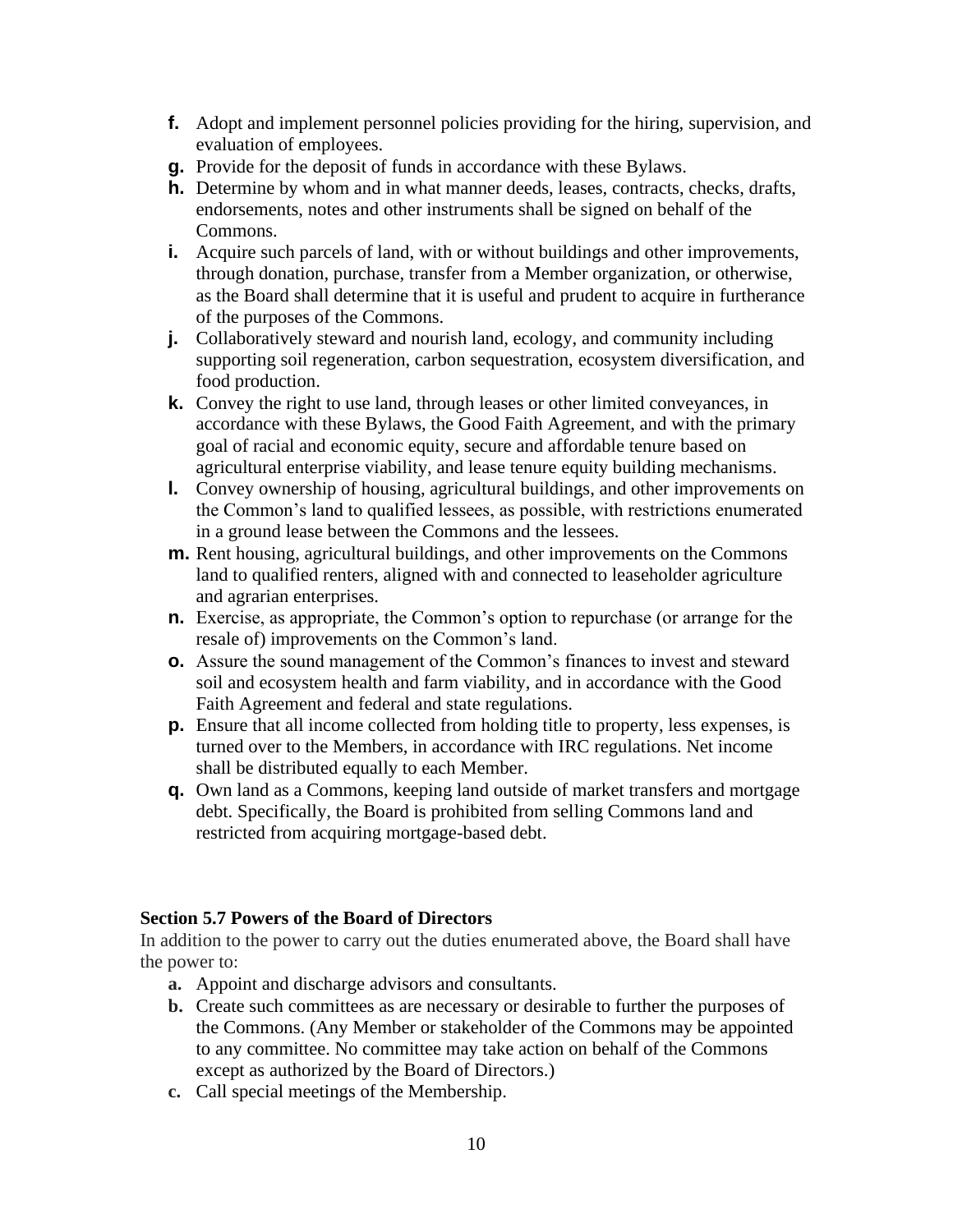- **f.** Adopt and implement personnel policies providing for the hiring, supervision, and evaluation of employees.
- **g.** Provide for the deposit of funds in accordance with these Bylaws.
- **h.** Determine by whom and in what manner deeds, leases, contracts, checks, drafts, endorsements, notes and other instruments shall be signed on behalf of the Commons.
- **i.** Acquire such parcels of land, with or without buildings and other improvements, through donation, purchase, transfer from a Member organization, or otherwise, as the Board shall determine that it is useful and prudent to acquire in furtherance of the purposes of the Commons.
- **j.** Collaboratively steward and nourish land, ecology, and community including supporting soil regeneration, carbon sequestration, ecosystem diversification, and food production.
- **k.** Convey the right to use land, through leases or other limited conveyances, in accordance with these Bylaws, the Good Faith Agreement, and with the primary goal of racial and economic equity, secure and affordable tenure based on agricultural enterprise viability, and lease tenure equity building mechanisms.
- **l.** Convey ownership of housing, agricultural buildings, and other improvements on the Common's land to qualified lessees, as possible, with restrictions enumerated in a ground lease between the Commons and the lessees.
- **m.** Rent housing, agricultural buildings, and other improvements on the Commons land to qualified renters, aligned with and connected to leaseholder agriculture and agrarian enterprises.
- **n.** Exercise, as appropriate, the Common's option to repurchase (or arrange for the resale of) improvements on the Common's land.
- **o.** Assure the sound management of the Common's finances to invest and steward soil and ecosystem health and farm viability, and in accordance with the Good Faith Agreement and federal and state regulations.
- **p.** Ensure that all income collected from holding title to property, less expenses, is turned over to the Members, in accordance with IRC regulations. Net income shall be distributed equally to each Member.
- **q.** Own land as a Commons, keeping land outside of market transfers and mortgage debt. Specifically, the Board is prohibited from selling Commons land and restricted from acquiring mortgage-based debt.

### Section 5.7 Powers of the Board of Directors

In addition to the power to carry out the duties enumerated above, the Board shall have the power to:

- **a.** Appoint and discharge advisors and consultants.
- **b.** Create such committees as are necessary or desirable to further the purposes of the Commons. (Any Member or stakeholder of the Commons may be appointed to any committee. No committee may take action on behalf of the Commons except as authorized by the Board of Directors.)
- **c.** Call special meetings of the Membership.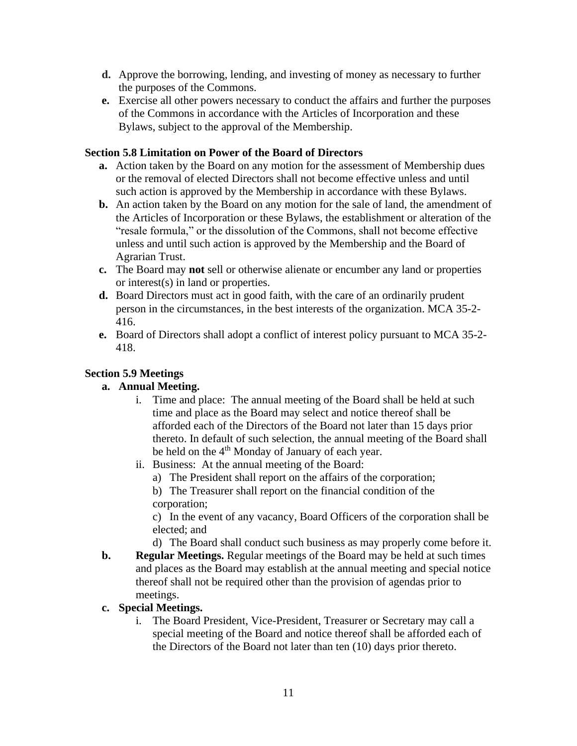**d.** Approve the borrowing, lending, and investing of money as necessary to further the purposes of the Commons.

**e.** Exercise all other powers necessary to conduct the affairs and further the purposes of the Commons in accordance with the Articles of Incorporation and these Bylaws, subject to the approval of the Membership.

### Section 5.8 Limitation on Power of the Board of Directors

**a.** Action taken by the Board on any motion for the assessment of Membership dues or the removal of elected Directors shall not become effective unless and until such action is approved by the Membership in accordance with these Bylaws.

**b.** An action taken by the Board on any motion for the sale of land, the amendment of the Articles of Incorporation or these Bylaws, the establishment or alteration of the "resale formula," or the dissolution of the Commons, shall not become effective unless and until such action is approved by the Membership and the Board of Agrarian Trust.

**c.** The Board may **not** sell or otherwise alienate or encumber any land or properties or interest(s) in land or properties.

**d.** Board Directors must act in good faith, with the care of an ordinarily prudent person in the circumstances, in the best interests of the organization. MCA 35-2-416.

**e.** Board of Directors shall adopt a conflict of interest policy pursuant to MCA 35-2-418.

### Section 5.9 Meetings

**a. Annual Meeting.**

i. Time and place: The annual meeting of the Board shall be held at such time and place as the Board may select and notice thereof shall be afforded each of the Directors of the Board not later than 15 days prior thereto. In default of such selection, the annual meeting of the Board shall be held on the 4th Monday of January of each year.

ii. Business: At the annual meeting of the Board:

a) The President shall report on the affairs of the corporation;

b) The Treasurer shall report on the financial condition of the corporation;

c) In the event of any vacancy, Board Officers of the corporation shall be elected; and

d) The Board shall conduct such business as may properly come before it.

**b. Regular Meetings.** Regular meetings of the Board may be held at such times and places as the Board may establish at the annual meeting and special notice thereof shall not be required other than the provision of agendas prior to meetings.

**c. Special Meetings.**

i. The Board President, Vice-President, Treasurer or Secretary may call a special meeting of the Board and notice thereof shall be afforded each of the Directors of the Board not later than ten (10) days prior thereto.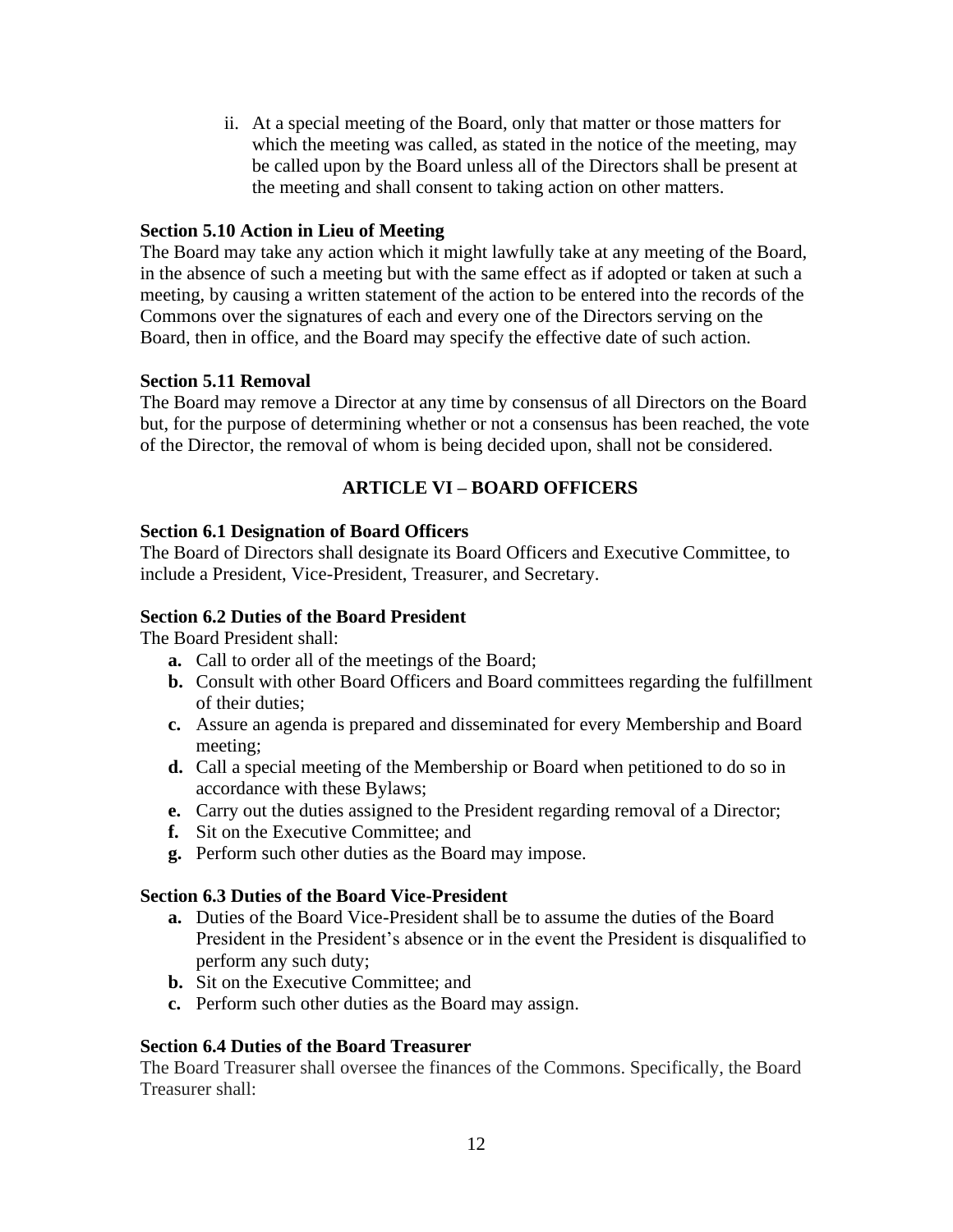ii. At a special meeting of the Board, only that matter or those matters for which the meeting was called, as stated in the notice of the meeting, may be called upon by the Board unless all of the Directors shall be present at the meeting and shall consent to taking action on other matters.

**Section 5.10 Action in Lieu of Meeting**
The Board may take any action which it might lawfully take at any meeting of the Board, in the absence of such a meeting but with the same effect as if adopted or taken at such a meeting, by causing a written statement of the action to be entered into the records of the Commons over the signatures of each and every one of the Directors serving on the Board, then in office, and the Board may specify the effective date of such action.

**Section 5.11 Removal**
The Board may remove a Director at any time by consensus of all Directors on the Board but, for the purpose of determining whether or not a consensus has been reached, the vote of the Director, the removal of whom is being decided upon, shall not be considered.

## ARTICLE VI – BOARD OFFICERS

**Section 6.1 Designation of Board Officers**
The Board of Directors shall designate its Board Officers and Executive Committee, to include a President, Vice-President, Treasurer, and Secretary.

**Section 6.2 Duties of the Board President**
The Board President shall:

- **a.** Call to order all of the meetings of the Board;
- **b.** Consult with other Board Officers and Board committees regarding the fulfillment of their duties;
- **c.** Assure an agenda is prepared and disseminated for every Membership and Board meeting;
- **d.** Call a special meeting of the Membership or Board when petitioned to do so in accordance with these Bylaws;
- **e.** Carry out the duties assigned to the President regarding removal of a Director;
- **f.** Sit on the Executive Committee; and
- **g.** Perform such other duties as the Board may impose.

**Section 6.3 Duties of the Board Vice-President**

- **a.** Duties of the Board Vice-President shall be to assume the duties of the Board President in the President's absence or in the event the President is disqualified to perform any such duty;
- **b.** Sit on the Executive Committee; and
- **c.** Perform such other duties as the Board may assign.

**Section 6.4 Duties of the Board Treasurer**
The Board Treasurer shall oversee the finances of the Commons. Specifically, the Board Treasurer shall: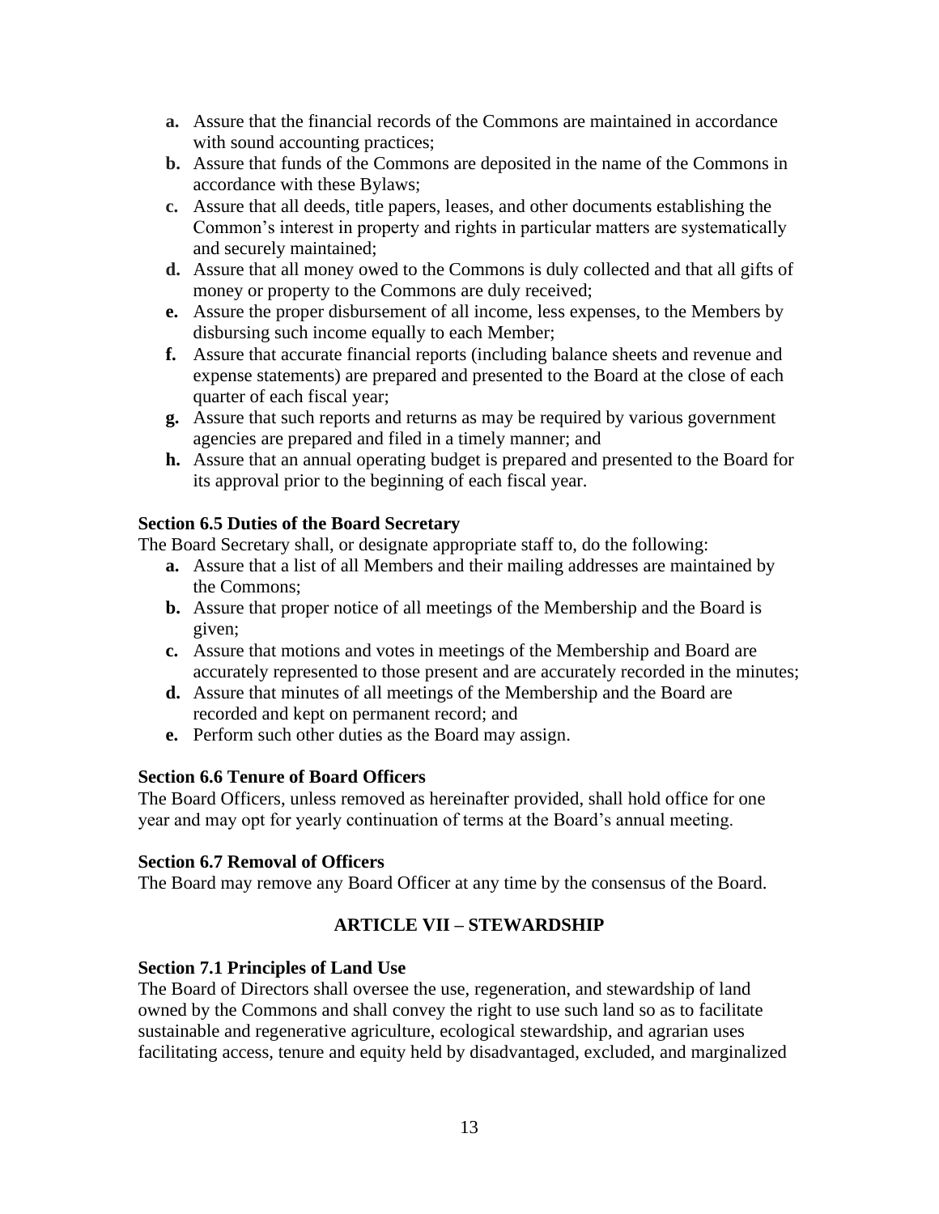- **a.** Assure that the financial records of the Commons are maintained in accordance with sound accounting practices;
- **b.** Assure that funds of the Commons are deposited in the name of the Commons in accordance with these Bylaws;
- **c.** Assure that all deeds, title papers, leases, and other documents establishing the Common's interest in property and rights in particular matters are systematically and securely maintained;
- **d.** Assure that all money owed to the Commons is duly collected and that all gifts of money or property to the Commons are duly received;
- **e.** Assure the proper disbursement of all income, less expenses, to the Members by disbursing such income equally to each Member;
- **f.** Assure that accurate financial reports (including balance sheets and revenue and expense statements) are prepared and presented to the Board at the close of each quarter of each fiscal year;
- **g.** Assure that such reports and returns as may be required by various government agencies are prepared and filed in a timely manner; and
- **h.** Assure that an annual operating budget is prepared and presented to the Board for its approval prior to the beginning of each fiscal year.

**Section 6.5 Duties of the Board Secretary**

The Board Secretary shall, or designate appropriate staff to, do the following:

- **a.** Assure that a list of all Members and their mailing addresses are maintained by the Commons;
- **b.** Assure that proper notice of all meetings of the Membership and the Board is given;
- **c.** Assure that motions and votes in meetings of the Membership and Board are accurately represented to those present and are accurately recorded in the minutes;
- **d.** Assure that minutes of all meetings of the Membership and the Board are recorded and kept on permanent record; and
- **e.** Perform such other duties as the Board may assign.

**Section 6.6 Tenure of Board Officers**

The Board Officers, unless removed as hereinafter provided, shall hold office for one year and may opt for yearly continuation of terms at the Board's annual meeting.

**Section 6.7 Removal of Officers**

The Board may remove any Board Officer at any time by the consensus of the Board.

## ARTICLE VII – STEWARDSHIP

**Section 7.1 Principles of Land Use**

The Board of Directors shall oversee the use, regeneration, and stewardship of land owned by the Commons and shall convey the right to use such land so as to facilitate sustainable and regenerative agriculture, ecological stewardship, and agrarian uses facilitating access, tenure and equity held by disadvantaged, excluded, and marginalized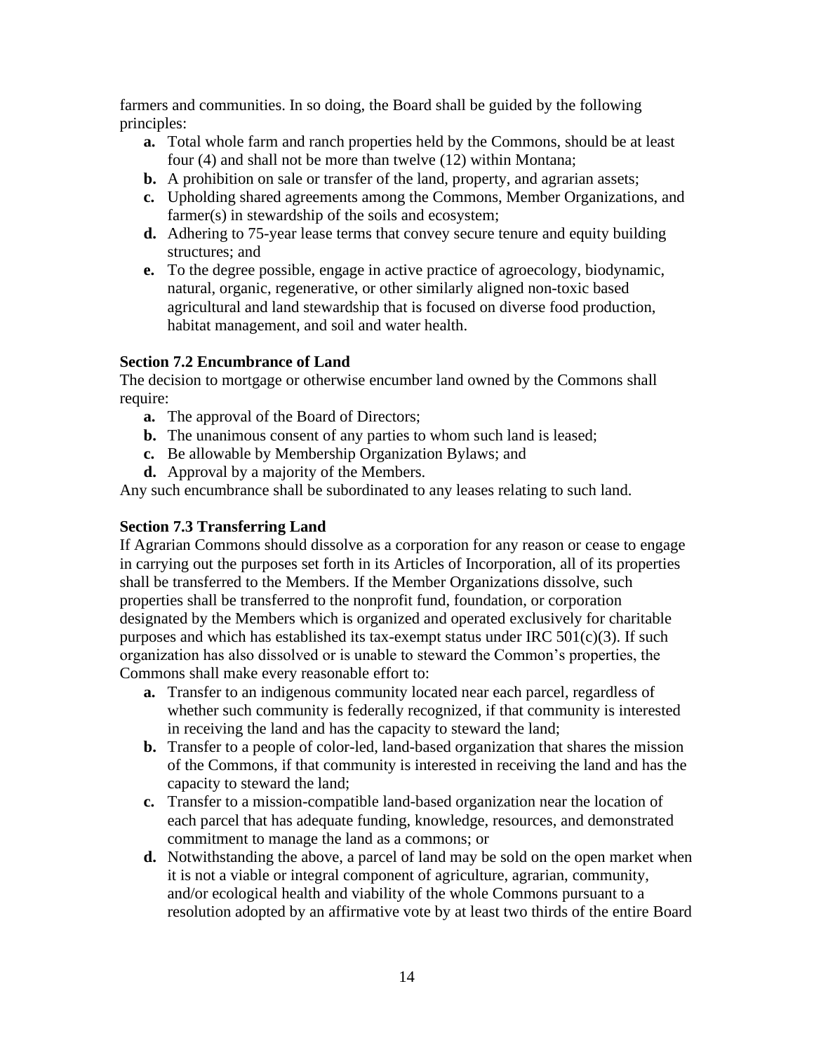farmers and communities. In so doing, the Board shall be guided by the following principles:

- **a.** Total whole farm and ranch properties held by the Commons, should be at least four (4) and shall not be more than twelve (12) within Montana;
- **b.** A prohibition on sale or transfer of the land, property, and agrarian assets;
- **c.** Upholding shared agreements among the Commons, Member Organizations, and farmer(s) in stewardship of the soils and ecosystem;
- **d.** Adhering to 75-year lease terms that convey secure tenure and equity building structures; and
- **e.** To the degree possible, engage in active practice of agroecology, biodynamic, natural, organic, regenerative, or other similarly aligned non-toxic based agricultural and land stewardship that is focused on diverse food production, habitat management, and soil and water health.

**Section 7.2 Encumbrance of Land**

The decision to mortgage or otherwise encumber land owned by the Commons shall require:

- **a.** The approval of the Board of Directors;
- **b.** The unanimous consent of any parties to whom such land is leased;
- **c.** Be allowable by Membership Organization Bylaws; and
- **d.** Approval by a majority of the Members.

Any such encumbrance shall be subordinated to any leases relating to such land.

**Section 7.3 Transferring Land**

If Agrarian Commons should dissolve as a corporation for any reason or cease to engage in carrying out the purposes set forth in its Articles of Incorporation, all of its properties shall be transferred to the Members. If the Member Organizations dissolve, such properties shall be transferred to the nonprofit fund, foundation, or corporation designated by the Members which is organized and operated exclusively for charitable purposes and which has established its tax-exempt status under IRC 501(c)(3). If such organization has also dissolved or is unable to steward the Common's properties, the Commons shall make every reasonable effort to:

- **a.** Transfer to an indigenous community located near each parcel, regardless of whether such community is federally recognized, if that community is interested in receiving the land and has the capacity to steward the land;
- **b.** Transfer to a people of color-led, land-based organization that shares the mission of the Commons, if that community is interested in receiving the land and has the capacity to steward the land;
- **c.** Transfer to a mission-compatible land-based organization near the location of each parcel that has adequate funding, knowledge, resources, and demonstrated commitment to manage the land as a commons; or
- **d.** Notwithstanding the above, a parcel of land may be sold on the open market when it is not a viable or integral component of agriculture, agrarian, community, and/or ecological health and viability of the whole Commons pursuant to a resolution adopted by an affirmative vote by at least two thirds of the entire Board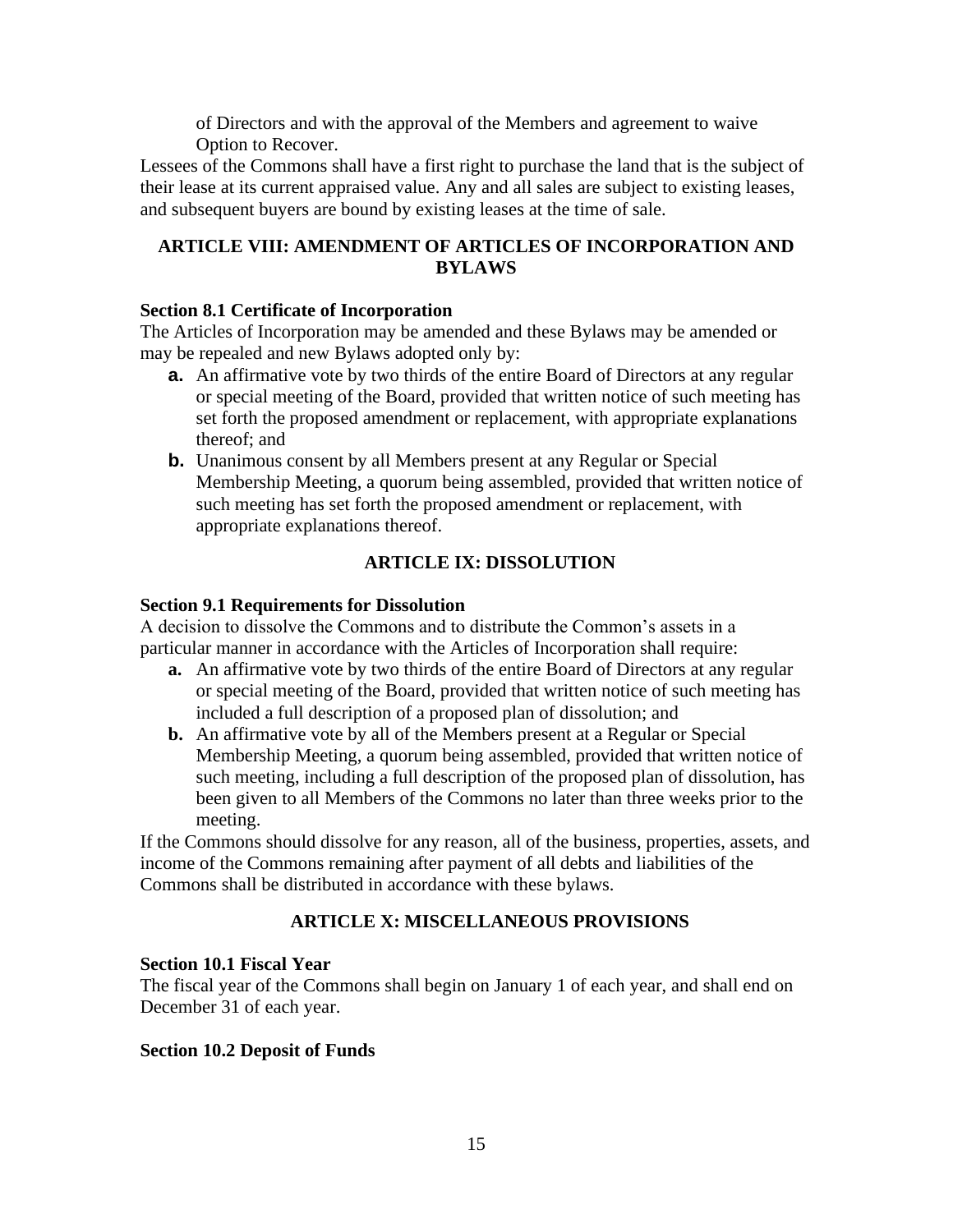of Directors and with the approval of the Members and agreement to waive Option to Recover.

Lessees of the Commons shall have a first right to purchase the land that is the subject of their lease at its current appraised value. Any and all sales are subject to existing leases, and subsequent buyers are bound by existing leases at the time of sale.

## ARTICLE VIII: AMENDMENT OF ARTICLES OF INCORPORATION AND BYLAWS

### Section 8.1 Certificate of Incorporation

The Articles of Incorporation may be amended and these Bylaws may be amended or may be repealed and new Bylaws adopted only by:

- **a.** An affirmative vote by two thirds of the entire Board of Directors at any regular or special meeting of the Board, provided that written notice of such meeting has set forth the proposed amendment or replacement, with appropriate explanations thereof; and
- **b.** Unanimous consent by all Members present at any Regular or Special Membership Meeting, a quorum being assembled, provided that written notice of such meeting has set forth the proposed amendment or replacement, with appropriate explanations thereof.

## ARTICLE IX: DISSOLUTION

### Section 9.1 Requirements for Dissolution

A decision to dissolve the Commons and to distribute the Common's assets in a particular manner in accordance with the Articles of Incorporation shall require:

- **a.** An affirmative vote by two thirds of the entire Board of Directors at any regular or special meeting of the Board, provided that written notice of such meeting has included a full description of a proposed plan of dissolution; and
- **b.** An affirmative vote by all of the Members present at a Regular or Special Membership Meeting, a quorum being assembled, provided that written notice of such meeting, including a full description of the proposed plan of dissolution, has been given to all Members of the Commons no later than three weeks prior to the meeting.

If the Commons should dissolve for any reason, all of the business, properties, assets, and income of the Commons remaining after payment of all debts and liabilities of the Commons shall be distributed in accordance with these bylaws.

## ARTICLE X: MISCELLANEOUS PROVISIONS

### Section 10.1 Fiscal Year

The fiscal year of the Commons shall begin on January 1 of each year, and shall end on December 31 of each year.

### Section 10.2 Deposit of Funds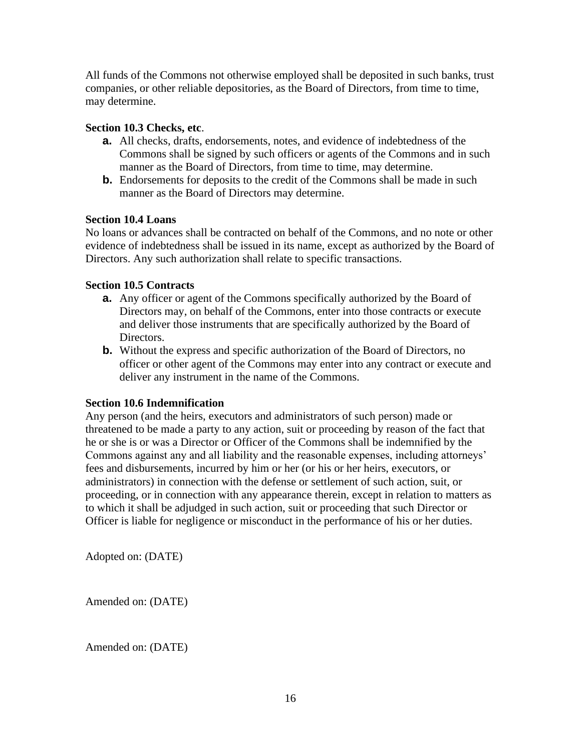All funds of the Commons not otherwise employed shall be deposited in such banks, trust companies, or other reliable depositories, as the Board of Directors, from time to time, may determine.

**Section 10.3 Checks, etc**.

- **a.** All checks, drafts, endorsements, notes, and evidence of indebtedness of the Commons shall be signed by such officers or agents of the Commons and in such manner as the Board of Directors, from time to time, may determine.
- **b.** Endorsements for deposits to the credit of the Commons shall be made in such manner as the Board of Directors may determine.

**Section 10.4 Loans**

No loans or advances shall be contracted on behalf of the Commons, and no note or other evidence of indebtedness shall be issued in its name, except as authorized by the Board of Directors. Any such authorization shall relate to specific transactions.

**Section 10.5 Contracts**

- **a.** Any officer or agent of the Commons specifically authorized by the Board of Directors may, on behalf of the Commons, enter into those contracts or execute and deliver those instruments that are specifically authorized by the Board of Directors.
- **b.** Without the express and specific authorization of the Board of Directors, no officer or other agent of the Commons may enter into any contract or execute and deliver any instrument in the name of the Commons.

**Section 10.6 Indemnification**

Any person (and the heirs, executors and administrators of such person) made or threatened to be made a party to any action, suit or proceeding by reason of the fact that he or she is or was a Director or Officer of the Commons shall be indemnified by the Commons against any and all liability and the reasonable expenses, including attorneys' fees and disbursements, incurred by him or her (or his or her heirs, executors, or administrators) in connection with the defense or settlement of such action, suit, or proceeding, or in connection with any appearance therein, except in relation to matters as to which it shall be adjudged in such action, suit or proceeding that such Director or Officer is liable for negligence or misconduct in the performance of his or her duties.

Adopted on: (DATE)

Amended on: (DATE)

Amended on: (DATE)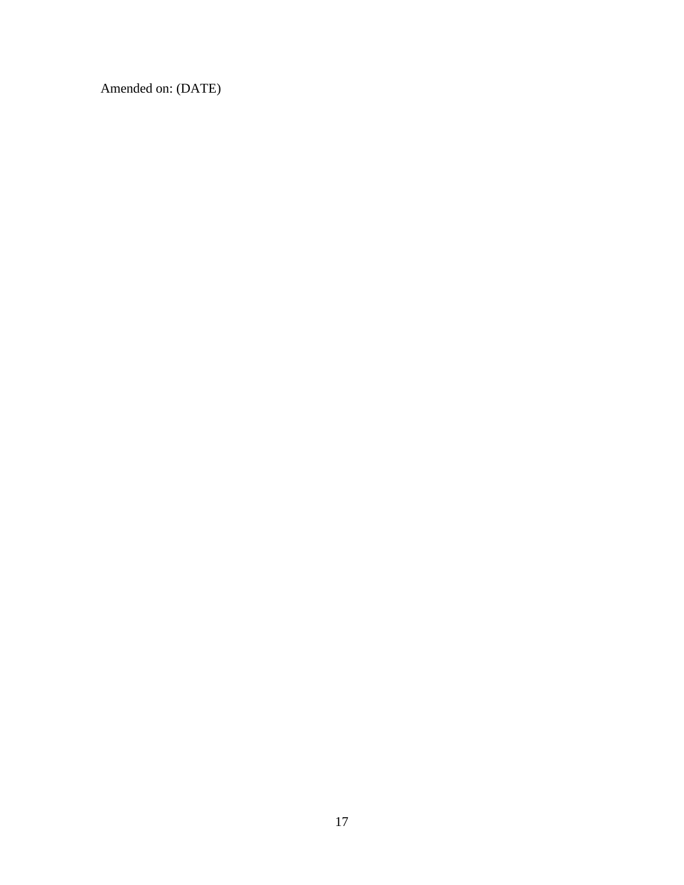Amended on: (DATE)